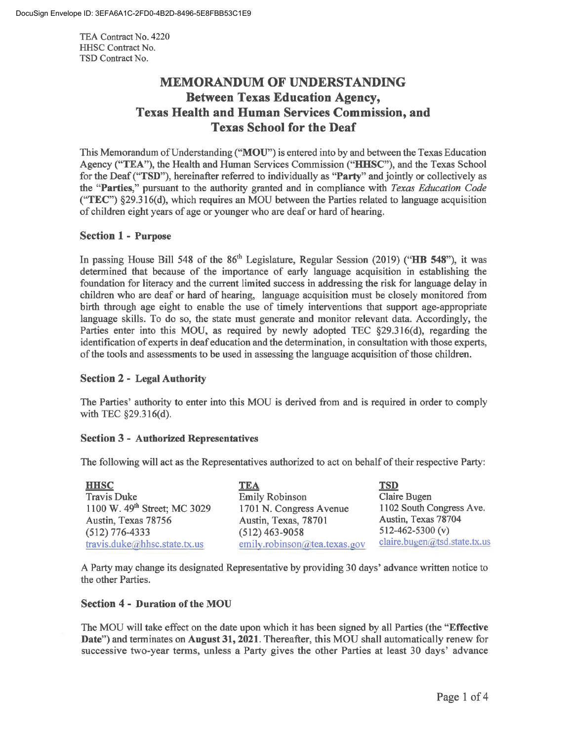TEA Contract No. 4220
HHSC Contract No.
TSD Contract No.

# MEMORANDUM OF UNDERSTANDING
## Between Texas Education Agency, Texas Health and Human Services Commission, and Texas School for the Deaf

This Memorandum of Understanding ("**MOU**") is entered into by and between the Texas Education Agency ("**TEA**"), the Health and Human Services Commission ("**HHSC**"), and the Texas School for the Deaf ("**TSD**"), hereinafter referred to individually as "**Party**" and jointly or collectively as the "**Parties**," pursuant to the authority granted and in compliance with *Texas Education Code* ("**TEC**") §29.316(d), which requires an MOU between the Parties related to language acquisition of children eight years of age or younger who are deaf or hard of hearing.

### Section 1 - Purpose

In passing House Bill 548 of the 86th Legislature, Regular Session (2019) ("**HB 548**"), it was determined that because of the importance of early language acquisition in establishing the foundation for literacy and the current limited success in addressing the risk for language delay in children who are deaf or hard of hearing, language acquisition must be closely monitored from birth through age eight to enable the use of timely interventions that support age-appropriate language skills. To do so, the state must generate and monitor relevant data. Accordingly, the Parties enter into this MOU, as required by newly adopted TEC §29.316(d), regarding the identification of experts in deaf education and the determination, in consultation with those experts, of the tools and assessments to be used in assessing the language acquisition of those children.

### Section 2 - Legal Authority

The Parties' authority to enter into this MOU is derived from and is required in order to comply with TEC §29.316(d).

### Section 3 - Authorized Representatives

The following will act as the Representatives authorized to act on behalf of their respective Party:

| **HHSC** | **TEA** | **TSD** |
|---|---|---|
| Travis Duke | Emily Robinson | Claire Bugen |
| 1100 W. 49th Street; MC 3029 | 1701 N. Congress Avenue | 1102 South Congress Ave. |
| Austin, Texas 78756 | Austin, Texas, 78701 | Austin, Texas 78704 |
| (512) 776-4333 | (512) 463-9058 | 512-462-5300 (v) |
| travis.duke@hhsc.state.tx.us | emily.robinson@tea.texas.gov | claire.bugen@tsd.state.tx.us |

A Party may change its designated Representative by providing 30 days' advance written notice to the other Parties.

### Section 4 - Duration of the MOU

The MOU will take effect on the date upon which it has been signed by all Parties (the "**Effective Date**") and terminates on **August 31, 2021**. Thereafter, this MOU shall automatically renew for successive two-year terms, unless a Party gives the other Parties at least 30 days' advance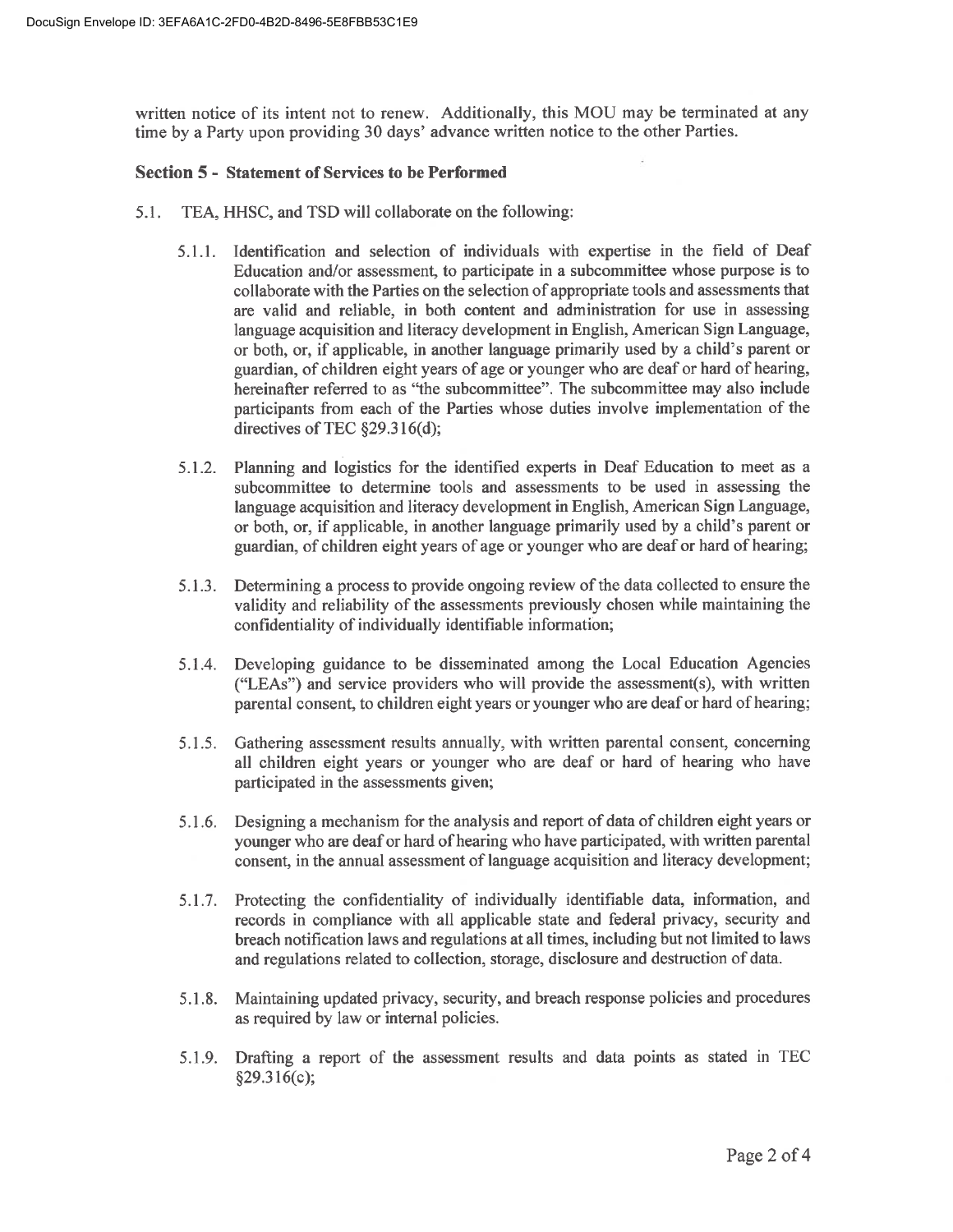written notice of its intent not to renew. Additionally, this MOU may be terminated at any time by a Party upon providing 30 days' advance written notice to the other Parties.

## Section 5 - Statement of Services to be Performed

5.1. TEA, HHSC, and TSD will collaborate on the following:

5.1.1. Identification and selection of individuals with expertise in the field of Deaf Education and/or assessment, to participate in a subcommittee whose purpose is to collaborate with the Parties on the selection of appropriate tools and assessments that are valid and reliable, in both content and administration for use in assessing language acquisition and literacy development in English, American Sign Language, or both, or, if applicable, in another language primarily used by a child's parent or guardian, of children eight years of age or younger who are deaf or hard of hearing, hereinafter referred to as "the subcommittee". The subcommittee may also include participants from each of the Parties whose duties involve implementation of the directives of TEC §29.316(d);

5.1.2. Planning and logistics for the identified experts in Deaf Education to meet as a subcommittee to determine tools and assessments to be used in assessing the language acquisition and literacy development in English, American Sign Language, or both, or, if applicable, in another language primarily used by a child's parent or guardian, of children eight years of age or younger who are deaf or hard of hearing;

5.1.3. Determining a process to provide ongoing review of the data collected to ensure the validity and reliability of the assessments previously chosen while maintaining the confidentiality of individually identifiable information;

5.1.4. Developing guidance to be disseminated among the Local Education Agencies ("LEAs") and service providers who will provide the assessment(s), with written parental consent, to children eight years or younger who are deaf or hard of hearing;

5.1.5. Gathering assessment results annually, with written parental consent, concerning all children eight years or younger who are deaf or hard of hearing who have participated in the assessments given;

5.1.6. Designing a mechanism for the analysis and report of data of children eight years or younger who are deaf or hard of hearing who have participated, with written parental consent, in the annual assessment of language acquisition and literacy development;

5.1.7. Protecting the confidentiality of individually identifiable data, information, and records in compliance with all applicable state and federal privacy, security and breach notification laws and regulations at all times, including but not limited to laws and regulations related to collection, storage, disclosure and destruction of data.

5.1.8. Maintaining updated privacy, security, and breach response policies and procedures as required by law or internal policies.

5.1.9. Drafting a report of the assessment results and data points as stated in TEC §29.316(c);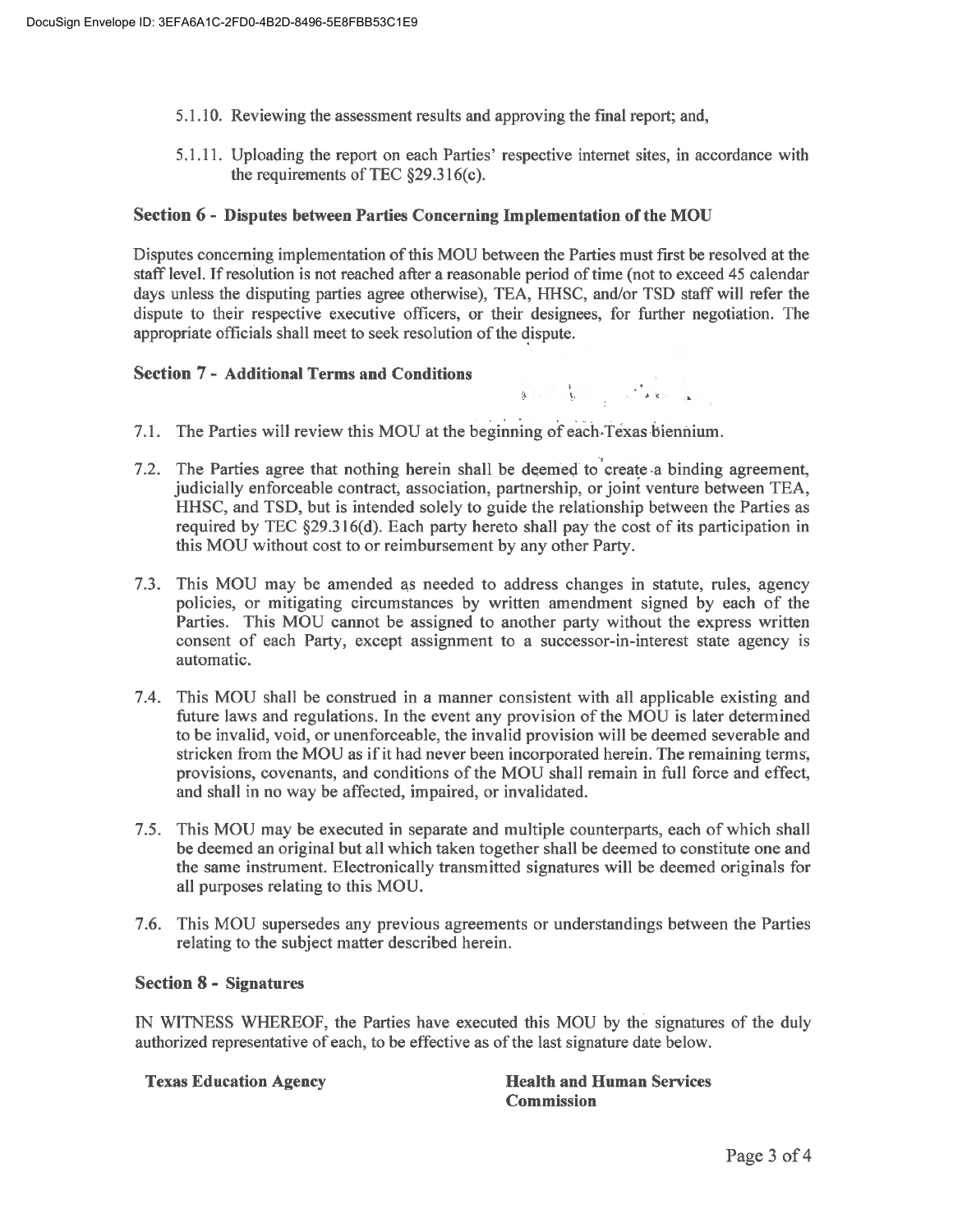5.1.10. Reviewing the assessment results and approving the final report; and,

5.1.11. Uploading the report on each Parties' respective internet sites, in accordance with the requirements of TEC §29.316(c).

## Section 6 - Disputes between Parties Concerning Implementation of the MOU

Disputes concerning implementation of this MOU between the Parties must first be resolved at the staff level. If resolution is not reached after a reasonable period of time (not to exceed 45 calendar days unless the disputing parties agree otherwise), TEA, HHSC, and/or TSD staff will refer the dispute to their respective executive officers, or their designees, for further negotiation. The appropriate officials shall meet to seek resolution of the dispute.

## Section 7 - Additional Terms and Conditions

7.1. The Parties will review this MOU at the beginning of each Texas biennium.

7.2. The Parties agree that nothing herein shall be deemed to create a binding agreement, judicially enforceable contract, association, partnership, or joint venture between TEA, HHSC, and TSD, but is intended solely to guide the relationship between the Parties as required by TEC §29.316(d). Each party hereto shall pay the cost of its participation in this MOU without cost to or reimbursement by any other Party.

7.3. This MOU may be amended as needed to address changes in statute, rules, agency policies, or mitigating circumstances by written amendment signed by each of the Parties. This MOU cannot be assigned to another party without the express written consent of each Party, except assignment to a successor-in-interest state agency is automatic.

7.4. This MOU shall be construed in a manner consistent with all applicable existing and future laws and regulations. In the event any provision of the MOU is later determined to be invalid, void, or unenforceable, the invalid provision will be deemed severable and stricken from the MOU as if it had never been incorporated herein. The remaining terms, provisions, covenants, and conditions of the MOU shall remain in full force and effect, and shall in no way be affected, impaired, or invalidated.

7.5. This MOU may be executed in separate and multiple counterparts, each of which shall be deemed an original but all which taken together shall be deemed to constitute one and the same instrument. Electronically transmitted signatures will be deemed originals for all purposes relating to this MOU.

7.6. This MOU supersedes any previous agreements or understandings between the Parties relating to the subject matter described herein.

## Section 8 - Signatures

IN WITNESS WHEREOF, the Parties have executed this MOU by the signatures of the duly authorized representative of each, to be effective as of the last signature date below.

**Texas Education Agency**

**Health and Human Services Commission**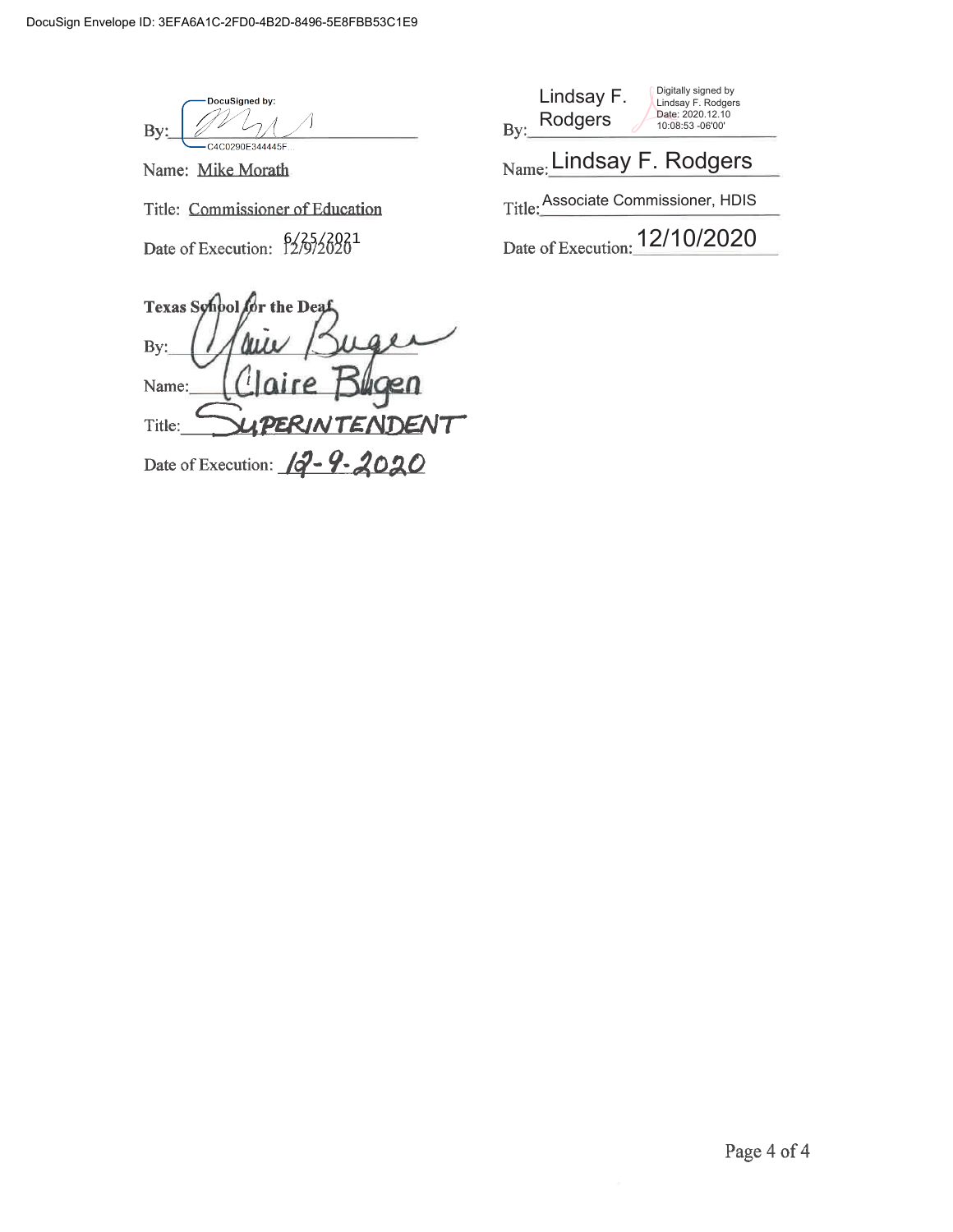DocuSign Envelope ID: 3EFA6A1C-2FD0-4B2D-8496-5E8FBB53C1E9

By: DocuSigned by: C4C0290E344445F...

Name: Mike Morath

Title: Commissioner of Education

Date of Execution: 6/25/2021 12/9/2020

By: Lindsay F. Rodgers — Digitally signed by Lindsay F. Rodgers Date: 2020.12.10 10:08:53 -06'00'

Name: Lindsay F. Rodgers

Title: Associate Commissioner, HDIS

Date of Execution: 12/10/2020

**Texas School for the Deaf**

By: Claire Bugen

Name: Claire Bugen

Title: SUPERINTENDENT

Date of Execution: 12-9-2020